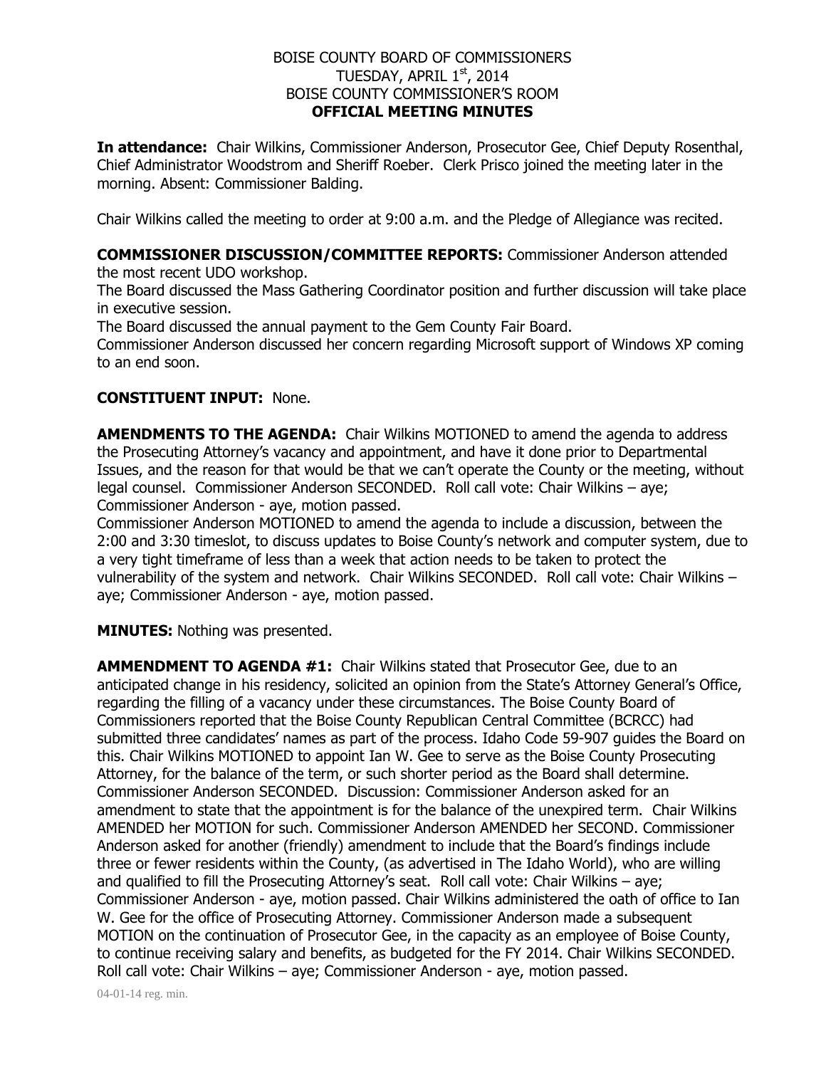# BOISE COUNTY BOARD OF COMMISSIONERS
## TUESDAY, APRIL 1st, 2014
## BOISE COUNTY COMMISSIONER'S ROOM
## OFFICIAL MEETING MINUTES

**In attendance:** Chair Wilkins, Commissioner Anderson, Prosecutor Gee, Chief Deputy Rosenthal, Chief Administrator Woodstrom and Sheriff Roeber. Clerk Prisco joined the meeting later in the morning. Absent: Commissioner Balding.

Chair Wilkins called the meeting to order at 9:00 a.m. and the Pledge of Allegiance was recited.

**COMMISSIONER DISCUSSION/COMMITTEE REPORTS:** Commissioner Anderson attended the most recent UDO workshop.
The Board discussed the Mass Gathering Coordinator position and further discussion will take place in executive session.
The Board discussed the annual payment to the Gem County Fair Board.
Commissioner Anderson discussed her concern regarding Microsoft support of Windows XP coming to an end soon.

**CONSTITUENT INPUT:** None.

**AMENDMENTS TO THE AGENDA:** Chair Wilkins MOTIONED to amend the agenda to address the Prosecuting Attorney's vacancy and appointment, and have it done prior to Departmental Issues, and the reason for that would be that we can't operate the County or the meeting, without legal counsel. Commissioner Anderson SECONDED. Roll call vote: Chair Wilkins – aye; Commissioner Anderson - aye, motion passed.
Commissioner Anderson MOTIONED to amend the agenda to include a discussion, between the 2:00 and 3:30 timeslot, to discuss updates to Boise County's network and computer system, due to a very tight timeframe of less than a week that action needs to be taken to protect the vulnerability of the system and network. Chair Wilkins SECONDED. Roll call vote: Chair Wilkins – aye; Commissioner Anderson - aye, motion passed.

**MINUTES:** Nothing was presented.

**AMMENDMENT TO AGENDA #1:** Chair Wilkins stated that Prosecutor Gee, due to an anticipated change in his residency, solicited an opinion from the State's Attorney General's Office, regarding the filling of a vacancy under these circumstances. The Boise County Board of Commissioners reported that the Boise County Republican Central Committee (BCRCC) had submitted three candidates' names as part of the process. Idaho Code 59-907 guides the Board on this. Chair Wilkins MOTIONED to appoint Ian W. Gee to serve as the Boise County Prosecuting Attorney, for the balance of the term, or such shorter period as the Board shall determine. Commissioner Anderson SECONDED. Discussion: Commissioner Anderson asked for an amendment to state that the appointment is for the balance of the unexpired term. Chair Wilkins AMENDED her MOTION for such. Commissioner Anderson AMENDED her SECOND. Commissioner Anderson asked for another (friendly) amendment to include that the Board's findings include three or fewer residents within the County, (as advertised in The Idaho World), who are willing and qualified to fill the Prosecuting Attorney's seat. Roll call vote: Chair Wilkins – aye; Commissioner Anderson - aye, motion passed. Chair Wilkins administered the oath of office to Ian W. Gee for the office of Prosecuting Attorney. Commissioner Anderson made a subsequent MOTION on the continuation of Prosecutor Gee, in the capacity as an employee of Boise County, to continue receiving salary and benefits, as budgeted for the FY 2014. Chair Wilkins SECONDED. Roll call vote: Chair Wilkins – aye; Commissioner Anderson - aye, motion passed.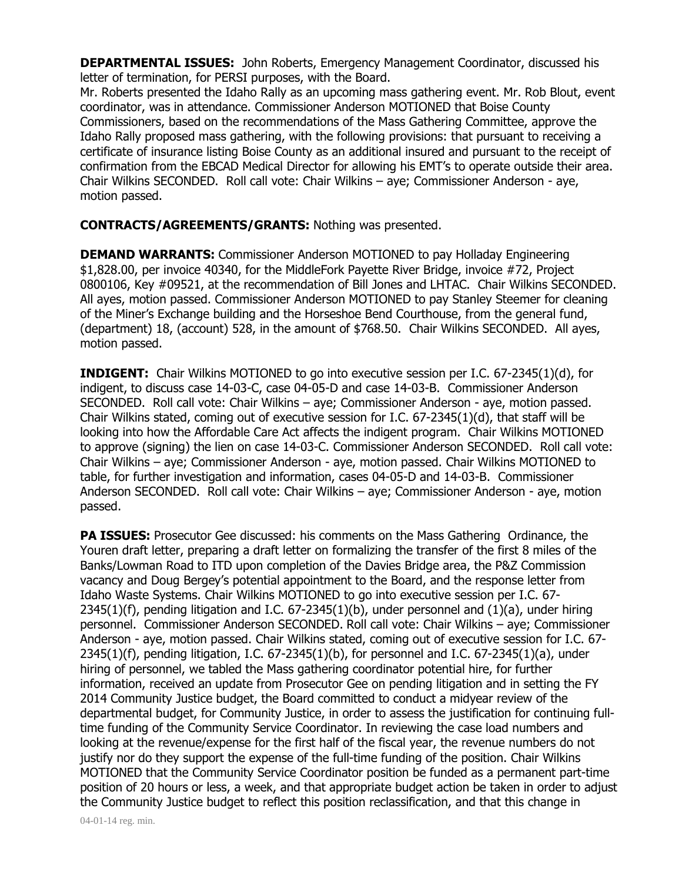**DEPARTMENTAL ISSUES:** John Roberts, Emergency Management Coordinator, discussed his letter of termination, for PERSI purposes, with the Board.
Mr. Roberts presented the Idaho Rally as an upcoming mass gathering event. Mr. Rob Blout, event coordinator, was in attendance. Commissioner Anderson MOTIONED that Boise County Commissioners, based on the recommendations of the Mass Gathering Committee, approve the Idaho Rally proposed mass gathering, with the following provisions: that pursuant to receiving a certificate of insurance listing Boise County as an additional insured and pursuant to the receipt of confirmation from the EBCAD Medical Director for allowing his EMT's to operate outside their area. Chair Wilkins SECONDED. Roll call vote: Chair Wilkins – aye; Commissioner Anderson - aye, motion passed.

**CONTRACTS/AGREEMENTS/GRANTS:** Nothing was presented.

**DEMAND WARRANTS:** Commissioner Anderson MOTIONED to pay Holladay Engineering $1,828.00, per invoice 40340, for the MiddleFork Payette River Bridge, invoice #72, Project 0800106, Key #09521, at the recommendation of Bill Jones and LHTAC. Chair Wilkins SECONDED. All ayes, motion passed. Commissioner Anderson MOTIONED to pay Stanley Steemer for cleaning of the Miner's Exchange building and the Horseshoe Bend Courthouse, from the general fund, (department) 18, (account) 528, in the amount of $768.50. Chair Wilkins SECONDED. All ayes, motion passed.

**INDIGENT:** Chair Wilkins MOTIONED to go into executive session per I.C. 67-2345(1)(d), for indigent, to discuss case 14-03-C, case 04-05-D and case 14-03-B. Commissioner Anderson SECONDED. Roll call vote: Chair Wilkins – aye; Commissioner Anderson - aye, motion passed. Chair Wilkins stated, coming out of executive session for I.C. 67-2345(1)(d), that staff will be looking into how the Affordable Care Act affects the indigent program. Chair Wilkins MOTIONED to approve (signing) the lien on case 14-03-C. Commissioner Anderson SECONDED. Roll call vote: Chair Wilkins – aye; Commissioner Anderson - aye, motion passed. Chair Wilkins MOTIONED to table, for further investigation and information, cases 04-05-D and 14-03-B. Commissioner Anderson SECONDED. Roll call vote: Chair Wilkins – aye; Commissioner Anderson - aye, motion passed.

**PA ISSUES:** Prosecutor Gee discussed: his comments on the Mass Gathering Ordinance, the Youren draft letter, preparing a draft letter on formalizing the transfer of the first 8 miles of the Banks/Lowman Road to ITD upon completion of the Davies Bridge area, the P&Z Commission vacancy and Doug Bergey's potential appointment to the Board, and the response letter from Idaho Waste Systems. Chair Wilkins MOTIONED to go into executive session per I.C. 67-2345(1)(f), pending litigation and I.C. 67-2345(1)(b), under personnel and (1)(a), under hiring personnel. Commissioner Anderson SECONDED. Roll call vote: Chair Wilkins – aye; Commissioner Anderson - aye, motion passed. Chair Wilkins stated, coming out of executive session for I.C. 67-2345(1)(f), pending litigation, I.C. 67-2345(1)(b), for personnel and I.C. 67-2345(1)(a), under hiring of personnel, we tabled the Mass gathering coordinator potential hire, for further information, received an update from Prosecutor Gee on pending litigation and in setting the FY 2014 Community Justice budget, the Board committed to conduct a midyear review of the departmental budget, for Community Justice, in order to assess the justification for continuing full-time funding of the Community Service Coordinator. In reviewing the case load numbers and looking at the revenue/expense for the first half of the fiscal year, the revenue numbers do not justify nor do they support the expense of the full-time funding of the position. Chair Wilkins MOTIONED that the Community Service Coordinator position be funded as a permanent part-time position of 20 hours or less, a week, and that appropriate budget action be taken in order to adjust the Community Justice budget to reflect this position reclassification, and that this change in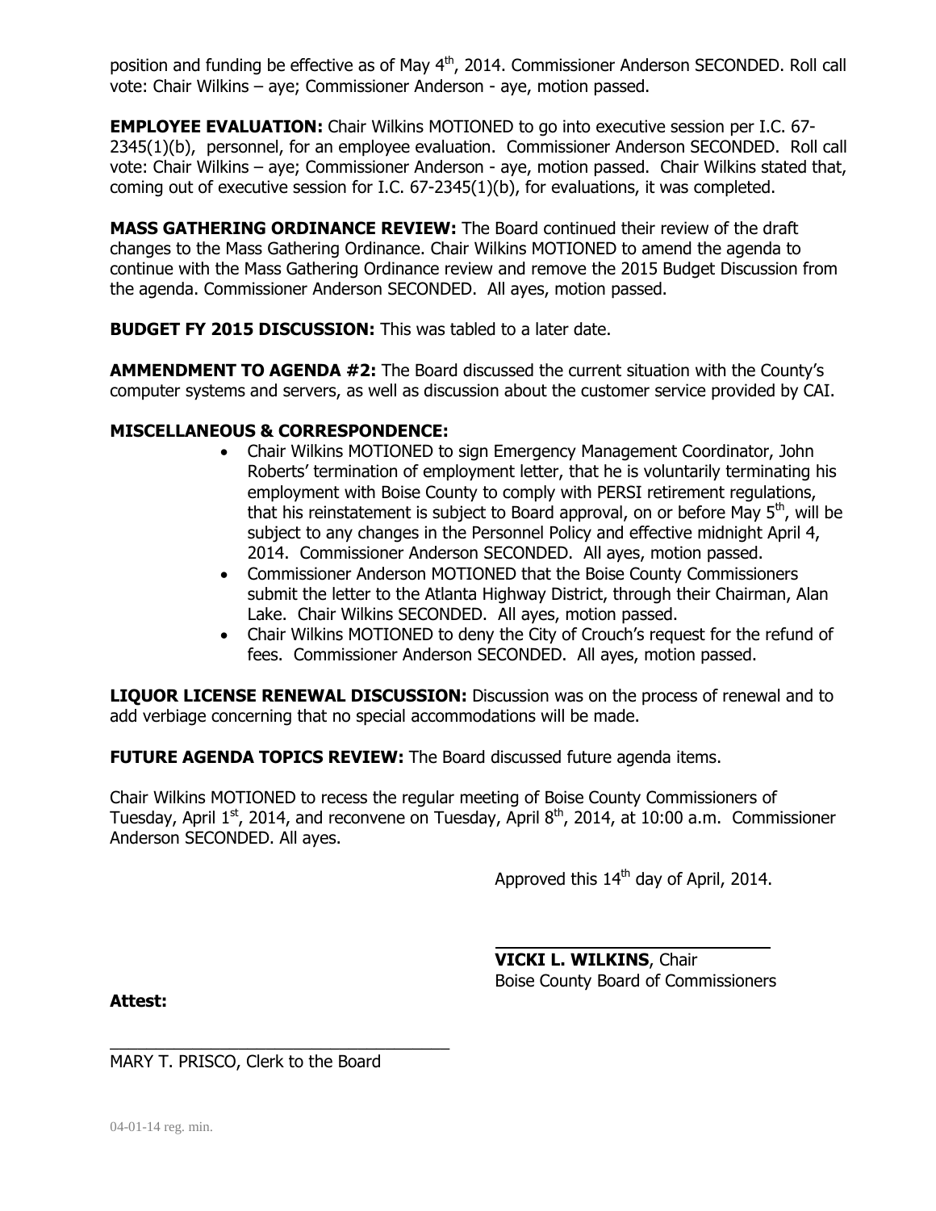position and funding be effective as of May 4th, 2014. Commissioner Anderson SECONDED. Roll call vote: Chair Wilkins – aye; Commissioner Anderson - aye, motion passed.

**EMPLOYEE EVALUATION:** Chair Wilkins MOTIONED to go into executive session per I.C. 67-2345(1)(b), personnel, for an employee evaluation. Commissioner Anderson SECONDED. Roll call vote: Chair Wilkins – aye; Commissioner Anderson - aye, motion passed. Chair Wilkins stated that, coming out of executive session for I.C. 67-2345(1)(b), for evaluations, it was completed.

**MASS GATHERING ORDINANCE REVIEW:** The Board continued their review of the draft changes to the Mass Gathering Ordinance. Chair Wilkins MOTIONED to amend the agenda to continue with the Mass Gathering Ordinance review and remove the 2015 Budget Discussion from the agenda. Commissioner Anderson SECONDED. All ayes, motion passed.

**BUDGET FY 2015 DISCUSSION:** This was tabled to a later date.

**AMMENDMENT TO AGENDA #2:** The Board discussed the current situation with the County's computer systems and servers, as well as discussion about the customer service provided by CAI.

**MISCELLANEOUS & CORRESPONDENCE:**

- Chair Wilkins MOTIONED to sign Emergency Management Coordinator, John Roberts' termination of employment letter, that he is voluntarily terminating his employment with Boise County to comply with PERSI retirement regulations, that his reinstatement is subject to Board approval, on or before May 5th, will be subject to any changes in the Personnel Policy and effective midnight April 4, 2014. Commissioner Anderson SECONDED. All ayes, motion passed.
- Commissioner Anderson MOTIONED that the Boise County Commissioners submit the letter to the Atlanta Highway District, through their Chairman, Alan Lake. Chair Wilkins SECONDED. All ayes, motion passed.
- Chair Wilkins MOTIONED to deny the City of Crouch's request for the refund of fees. Commissioner Anderson SECONDED. All ayes, motion passed.

**LIQUOR LICENSE RENEWAL DISCUSSION:** Discussion was on the process of renewal and to add verbiage concerning that no special accommodations will be made.

**FUTURE AGENDA TOPICS REVIEW:** The Board discussed future agenda items.

Chair Wilkins MOTIONED to recess the regular meeting of Boise County Commissioners of Tuesday, April 1st, 2014, and reconvene on Tuesday, April 8th, 2014, at 10:00 a.m. Commissioner Anderson SECONDED. All ayes.

Approved this 14th day of April, 2014.

\_\_\_\_\_\_\_\_\_\_\_\_\_\_\_\_\_\_\_\_\_\_\_\_\_\_\_\_\_\_
**VICKI L. WILKINS**, Chair
Boise County Board of Commissioners

**Attest:**

\_\_\_\_\_\_\_\_\_\_\_\_\_\_\_\_\_\_\_\_\_\_\_\_\_\_\_\_\_\_
MARY T. PRISCO, Clerk to the Board

04-01-14 reg. min.